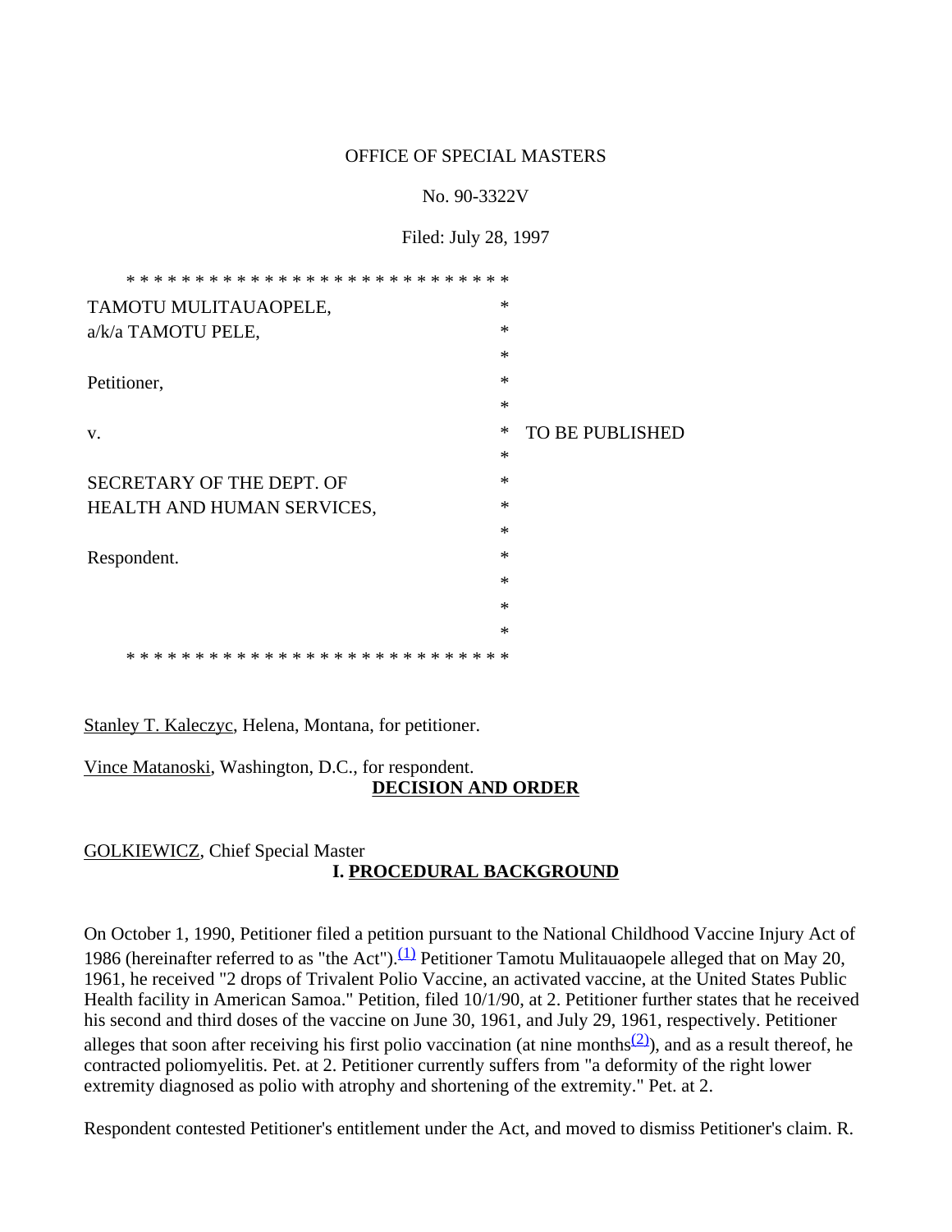OFFICE OF SPECIAL MASTERS

No. 90-3322V

Filed: July 28, 1997

| | | |
|---|---|---|
| TAMOTU MULITAUAOPELE, a/k/a TAMOTU PELE, | * | |
| Petitioner, | * | |
| v. | * | TO BE PUBLISHED |
| SECRETARY OF THE DEPT. OF HEALTH AND HUMAN SERVICES, | * | |
| Respondent. | * | |

Stanley T. Kaleczyc, Helena, Montana, for petitioner.

Vince Matanoski, Washington, D.C., for respondent.

## DECISION AND ORDER

GOLKIEWICZ, Chief Special Master

## I. PROCEDURAL BACKGROUND

On October 1, 1990, Petitioner filed a petition pursuant to the National Childhood Vaccine Injury Act of 1986 (hereinafter referred to as "the Act").[(1)] Petitioner Tamotu Mulitauaopele alleged that on May 20, 1961, he received "2 drops of Trivalent Polio Vaccine, an activated vaccine, at the United States Public Health facility in American Samoa." Petition, filed 10/1/90, at 2. Petitioner further states that he received his second and third doses of the vaccine on June 30, 1961, and July 29, 1961, respectively. Petitioner alleges that soon after receiving his first polio vaccination (at nine months[(2)]), and as a result thereof, he contracted poliomyelitis. Pet. at 2. Petitioner currently suffers from "a deformity of the right lower extremity diagnosed as polio with atrophy and shortening of the extremity." Pet. at 2.

Respondent contested Petitioner's entitlement under the Act, and moved to dismiss Petitioner's claim. R.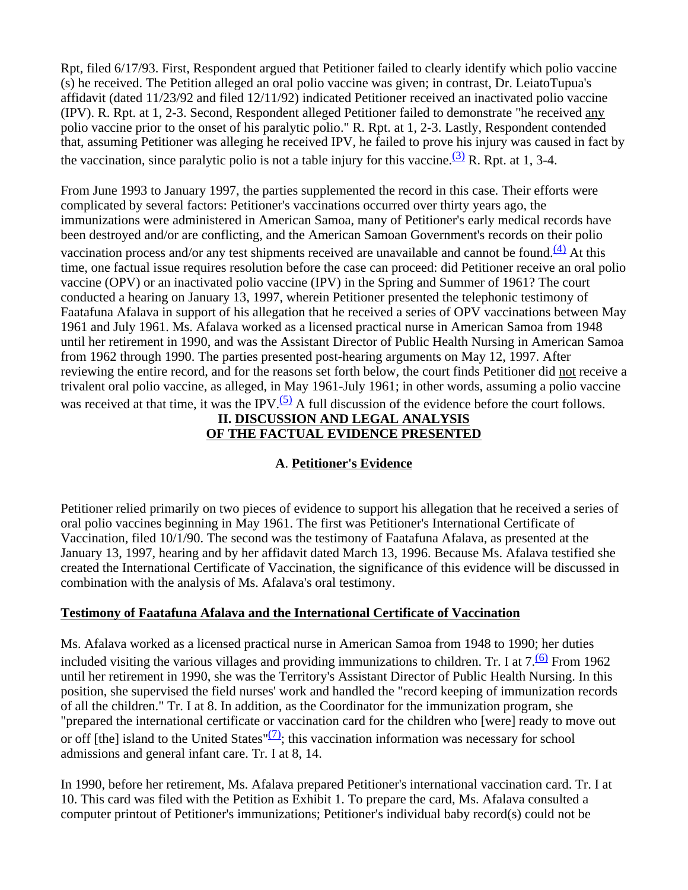Rpt, filed 6/17/93. First, Respondent argued that Petitioner failed to clearly identify which polio vaccine (s) he received. The Petition alleged an oral polio vaccine was given; in contrast, Dr. LeiatoTupua's affidavit (dated 11/23/92 and filed 12/11/92) indicated Petitioner received an inactivated polio vaccine (IPV). R. Rpt. at 1, 2-3. Second, Respondent alleged Petitioner failed to demonstrate "he received any polio vaccine prior to the onset of his paralytic polio." R. Rpt. at 1, 2-3. Lastly, Respondent contended that, assuming Petitioner was alleging he received IPV, he failed to prove his injury was caused in fact by the vaccination, since paralytic polio is not a table injury for this vaccine.[(3)] R. Rpt. at 1, 3-4.

From June 1993 to January 1997, the parties supplemented the record in this case. Their efforts were complicated by several factors: Petitioner's vaccinations occurred over thirty years ago, the immunizations were administered in American Samoa, many of Petitioner's early medical records have been destroyed and/or are conflicting, and the American Samoan Government's records on their polio vaccination process and/or any test shipments received are unavailable and cannot be found.[(4)] At this time, one factual issue requires resolution before the case can proceed: did Petitioner receive an oral polio vaccine (OPV) or an inactivated polio vaccine (IPV) in the Spring and Summer of 1961? The court conducted a hearing on January 13, 1997, wherein Petitioner presented the telephonic testimony of Faatafuna Afalava in support of his allegation that he received a series of OPV vaccinations between May 1961 and July 1961. Ms. Afalava worked as a licensed practical nurse in American Samoa from 1948 until her retirement in 1990, and was the Assistant Director of Public Health Nursing in American Samoa from 1962 through 1990. The parties presented post-hearing arguments on May 12, 1997. After reviewing the entire record, and for the reasons set forth below, the court finds Petitioner did not receive a trivalent oral polio vaccine, as alleged, in May 1961-July 1961; in other words, assuming a polio vaccine was received at that time, it was the IPV.[(5)] A full discussion of the evidence before the court follows.

## II. DISCUSSION AND LEGAL ANALYSIS OF THE FACTUAL EVIDENCE PRESENTED

### A. Petitioner's Evidence

Petitioner relied primarily on two pieces of evidence to support his allegation that he received a series of oral polio vaccines beginning in May 1961. The first was Petitioner's International Certificate of Vaccination, filed 10/1/90. The second was the testimony of Faatafuna Afalava, as presented at the January 13, 1997, hearing and by her affidavit dated March 13, 1996. Because Ms. Afalava testified she created the International Certificate of Vaccination, the significance of this evidence will be discussed in combination with the analysis of Ms. Afalava's oral testimony.

#### Testimony of Faatafuna Afalava and the International Certificate of Vaccination

Ms. Afalava worked as a licensed practical nurse in American Samoa from 1948 to 1990; her duties included visiting the various villages and providing immunizations to children. Tr. I at 7.[(6)] From 1962 until her retirement in 1990, she was the Territory's Assistant Director of Public Health Nursing. In this position, she supervised the field nurses' work and handled the "record keeping of immunization records of all the children." Tr. I at 8. In addition, as the Coordinator for the immunization program, she "prepared the international certificate or vaccination card for the children who [were] ready to move out or off [the] island to the United States"[(7)]; this vaccination information was necessary for school admissions and general infant care. Tr. I at 8, 14.

In 1990, before her retirement, Ms. Afalava prepared Petitioner's international vaccination card. Tr. I at 10. This card was filed with the Petition as Exhibit 1. To prepare the card, Ms. Afalava consulted a computer printout of Petitioner's immunizations; Petitioner's individual baby record(s) could not be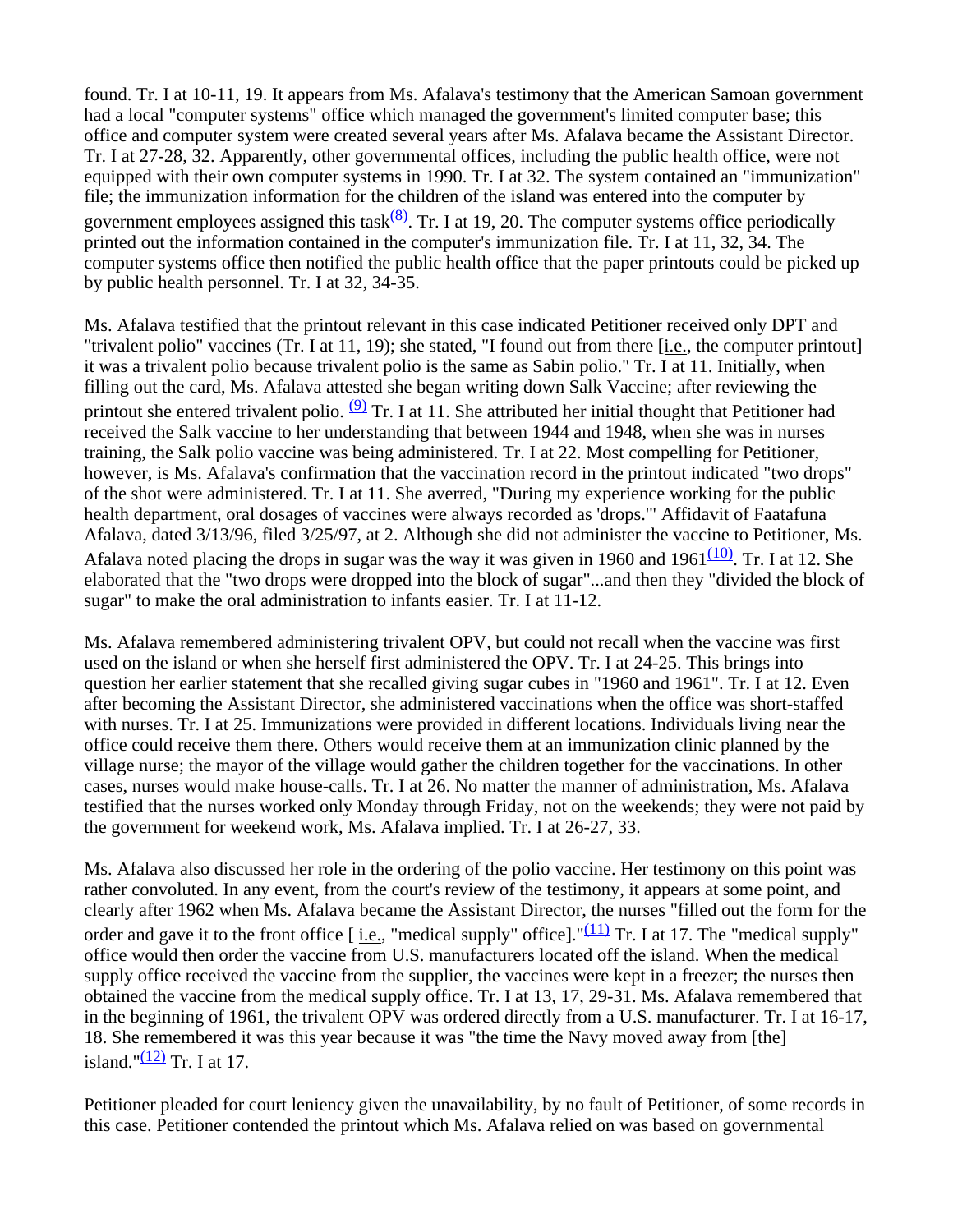found. Tr. I at 10-11, 19. It appears from Ms. Afalava's testimony that the American Samoan government had a local "computer systems" office which managed the government's limited computer base; this office and computer system were created several years after Ms. Afalava became the Assistant Director. Tr. I at 27-28, 32. Apparently, other governmental offices, including the public health office, were not equipped with their own computer systems in 1990. Tr. I at 32. The system contained an "immunization" file; the immunization information for the children of the island was entered into the computer by government employees assigned this task[(8)]. Tr. I at 19, 20. The computer systems office periodically printed out the information contained in the computer's immunization file. Tr. I at 11, 32, 34. The computer systems office then notified the public health office that the paper printouts could be picked up by public health personnel. Tr. I at 32, 34-35.

Ms. Afalava testified that the printout relevant in this case indicated Petitioner received only DPT and "trivalent polio" vaccines (Tr. I at 11, 19); she stated, "I found out from there [i.e., the computer printout] it was a trivalent polio because trivalent polio is the same as Sabin polio." Tr. I at 11. Initially, when filling out the card, Ms. Afalava attested she began writing down Salk Vaccine; after reviewing the printout she entered trivalent polio. [(9)] Tr. I at 11. She attributed her initial thought that Petitioner had received the Salk vaccine to her understanding that between 1944 and 1948, when she was in nurses training, the Salk polio vaccine was being administered. Tr. I at 22. Most compelling for Petitioner, however, is Ms. Afalava's confirmation that the vaccination record in the printout indicated "two drops" of the shot were administered. Tr. I at 11. She averred, "During my experience working for the public health department, oral dosages of vaccines were always recorded as 'drops.'" Affidavit of Faatafuna Afalava, dated 3/13/96, filed 3/25/97, at 2. Although she did not administer the vaccine to Petitioner, Ms. Afalava noted placing the drops in sugar was the way it was given in 1960 and 1961[(10)]. Tr. I at 12. She elaborated that the "two drops were dropped into the block of sugar"...and then they "divided the block of sugar" to make the oral administration to infants easier. Tr. I at 11-12.

Ms. Afalava remembered administering trivalent OPV, but could not recall when the vaccine was first used on the island or when she herself first administered the OPV. Tr. I at 24-25. This brings into question her earlier statement that she recalled giving sugar cubes in "1960 and 1961". Tr. I at 12. Even after becoming the Assistant Director, she administered vaccinations when the office was short-staffed with nurses. Tr. I at 25. Immunizations were provided in different locations. Individuals living near the office could receive them there. Others would receive them at an immunization clinic planned by the village nurse; the mayor of the village would gather the children together for the vaccinations. In other cases, nurses would make house-calls. Tr. I at 26. No matter the manner of administration, Ms. Afalava testified that the nurses worked only Monday through Friday, not on the weekends; they were not paid by the government for weekend work, Ms. Afalava implied. Tr. I at 26-27, 33.

Ms. Afalava also discussed her role in the ordering of the polio vaccine. Her testimony on this point was rather convoluted. In any event, from the court's review of the testimony, it appears at some point, and clearly after 1962 when Ms. Afalava became the Assistant Director, the nurses "filled out the form for the order and gave it to the front office [ i.e., "medical supply" office]."[(11)] Tr. I at 17. The "medical supply" office would then order the vaccine from U.S. manufacturers located off the island. When the medical supply office received the vaccine from the supplier, the vaccines were kept in a freezer; the nurses then obtained the vaccine from the medical supply office. Tr. I at 13, 17, 29-31. Ms. Afalava remembered that in the beginning of 1961, the trivalent OPV was ordered directly from a U.S. manufacturer. Tr. I at 16-17, 18. She remembered it was this year because it was "the time the Navy moved away from [the] island."[(12)] Tr. I at 17.

Petitioner pleaded for court leniency given the unavailability, by no fault of Petitioner, of some records in this case. Petitioner contended the printout which Ms. Afalava relied on was based on governmental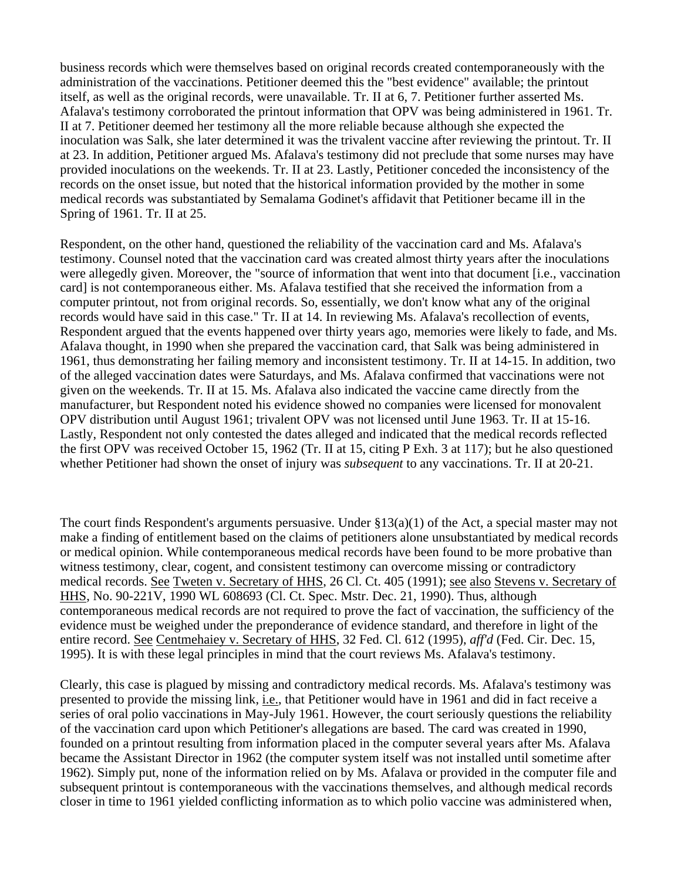business records which were themselves based on original records created contemporaneously with the administration of the vaccinations. Petitioner deemed this the "best evidence" available; the printout itself, as well as the original records, were unavailable. Tr. II at 6, 7. Petitioner further asserted Ms. Afalava's testimony corroborated the printout information that OPV was being administered in 1961. Tr. II at 7. Petitioner deemed her testimony all the more reliable because although she expected the inoculation was Salk, she later determined it was the trivalent vaccine after reviewing the printout. Tr. II at 23. In addition, Petitioner argued Ms. Afalava's testimony did not preclude that some nurses may have provided inoculations on the weekends. Tr. II at 23. Lastly, Petitioner conceded the inconsistency of the records on the onset issue, but noted that the historical information provided by the mother in some medical records was substantiated by Semalama Godinet's affidavit that Petitioner became ill in the Spring of 1961. Tr. II at 25.

Respondent, on the other hand, questioned the reliability of the vaccination card and Ms. Afalava's testimony. Counsel noted that the vaccination card was created almost thirty years after the inoculations were allegedly given. Moreover, the "source of information that went into that document [i.e., vaccination card] is not contemporaneous either. Ms. Afalava testified that she received the information from a computer printout, not from original records. So, essentially, we don't know what any of the original records would have said in this case." Tr. II at 14. In reviewing Ms. Afalava's recollection of events, Respondent argued that the events happened over thirty years ago, memories were likely to fade, and Ms. Afalava thought, in 1990 when she prepared the vaccination card, that Salk was being administered in 1961, thus demonstrating her failing memory and inconsistent testimony. Tr. II at 14-15. In addition, two of the alleged vaccination dates were Saturdays, and Ms. Afalava confirmed that vaccinations were not given on the weekends. Tr. II at 15. Ms. Afalava also indicated the vaccine came directly from the manufacturer, but Respondent noted his evidence showed no companies were licensed for monovalent OPV distribution until August 1961; trivalent OPV was not licensed until June 1963. Tr. II at 15-16. Lastly, Respondent not only contested the dates alleged and indicated that the medical records reflected the first OPV was received October 15, 1962 (Tr. II at 15, citing P Exh. 3 at 117); but he also questioned whether Petitioner had shown the onset of injury was *subsequent* to any vaccinations. Tr. II at 20-21.

The court finds Respondent's arguments persuasive. Under §13(a)(1) of the Act, a special master may not make a finding of entitlement based on the claims of petitioners alone unsubstantiated by medical records or medical opinion. While contemporaneous medical records have been found to be more probative than witness testimony, clear, cogent, and consistent testimony can overcome missing or contradictory medical records. See Tweten v. Secretary of HHS, 26 Cl. Ct. 405 (1991); see also Stevens v. Secretary of HHS, No. 90-221V, 1990 WL 608693 (Cl. Ct. Spec. Mstr. Dec. 21, 1990). Thus, although contemporaneous medical records are not required to prove the fact of vaccination, the sufficiency of the evidence must be weighed under the preponderance of evidence standard, and therefore in light of the entire record. See Centmehaiey v. Secretary of HHS, 32 Fed. Cl. 612 (1995), *aff'd* (Fed. Cir. Dec. 15, 1995). It is with these legal principles in mind that the court reviews Ms. Afalava's testimony.

Clearly, this case is plagued by missing and contradictory medical records. Ms. Afalava's testimony was presented to provide the missing link, i.e., that Petitioner would have in 1961 and did in fact receive a series of oral polio vaccinations in May-July 1961. However, the court seriously questions the reliability of the vaccination card upon which Petitioner's allegations are based. The card was created in 1990, founded on a printout resulting from information placed in the computer several years after Ms. Afalava became the Assistant Director in 1962 (the computer system itself was not installed until sometime after 1962). Simply put, none of the information relied on by Ms. Afalava or provided in the computer file and subsequent printout is contemporaneous with the vaccinations themselves, and although medical records closer in time to 1961 yielded conflicting information as to which polio vaccine was administered when,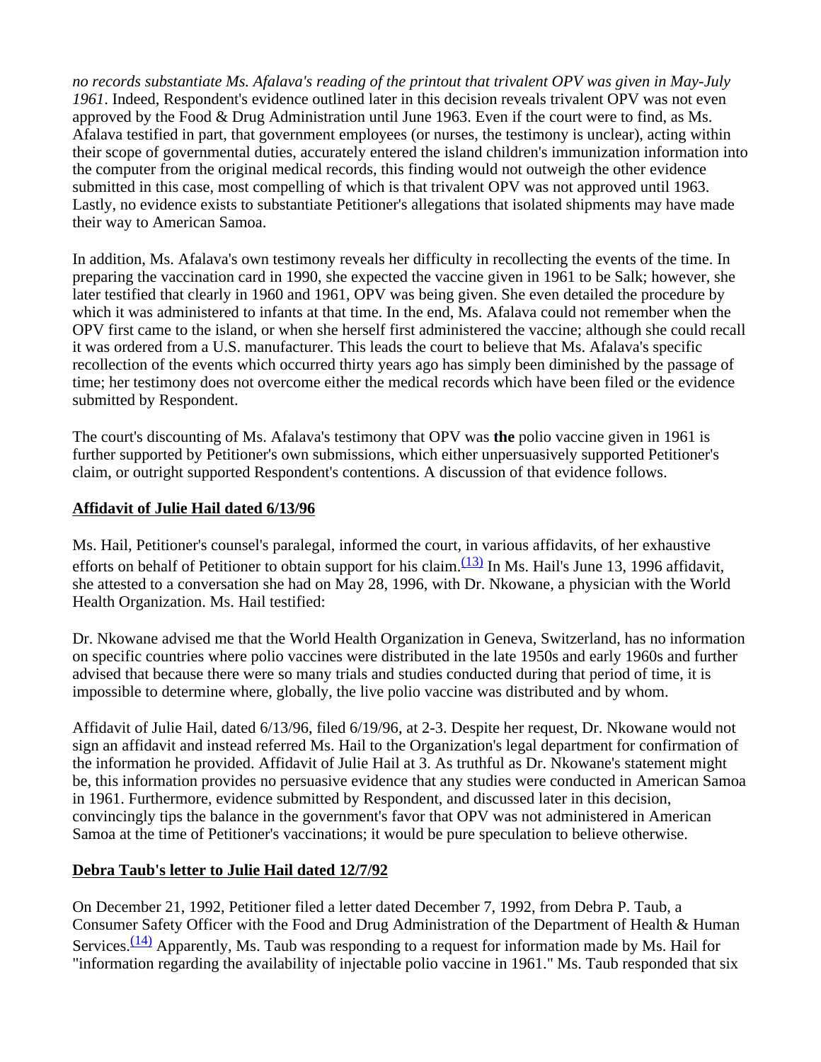*no records substantiate Ms. Afalava's reading of the printout that trivalent OPV was given in May-July 1961*. Indeed, Respondent's evidence outlined later in this decision reveals trivalent OPV was not even approved by the Food & Drug Administration until June 1963. Even if the court were to find, as Ms. Afalava testified in part, that government employees (or nurses, the testimony is unclear), acting within their scope of governmental duties, accurately entered the island children's immunization information into the computer from the original medical records, this finding would not outweigh the other evidence submitted in this case, most compelling of which is that trivalent OPV was not approved until 1963. Lastly, no evidence exists to substantiate Petitioner's allegations that isolated shipments may have made their way to American Samoa.

In addition, Ms. Afalava's own testimony reveals her difficulty in recollecting the events of the time. In preparing the vaccination card in 1990, she expected the vaccine given in 1961 to be Salk; however, she later testified that clearly in 1960 and 1961, OPV was being given. She even detailed the procedure by which it was administered to infants at that time. In the end, Ms. Afalava could not remember when the OPV first came to the island, or when she herself first administered the vaccine; although she could recall it was ordered from a U.S. manufacturer. This leads the court to believe that Ms. Afalava's specific recollection of the events which occurred thirty years ago has simply been diminished by the passage of time; her testimony does not overcome either the medical records which have been filed or the evidence submitted by Respondent.

The court's discounting of Ms. Afalava's testimony that OPV was **the** polio vaccine given in 1961 is further supported by Petitioner's own submissions, which either unpersuasively supported Petitioner's claim, or outright supported Respondent's contentions. A discussion of that evidence follows.

**Affidavit of Julie Hail dated 6/13/96**

Ms. Hail, Petitioner's counsel's paralegal, informed the court, in various affidavits, of her exhaustive efforts on behalf of Petitioner to obtain support for his claim.[(13)] In Ms. Hail's June 13, 1996 affidavit, she attested to a conversation she had on May 28, 1996, with Dr. Nkowane, a physician with the World Health Organization. Ms. Hail testified:

Dr. Nkowane advised me that the World Health Organization in Geneva, Switzerland, has no information on specific countries where polio vaccines were distributed in the late 1950s and early 1960s and further advised that because there were so many trials and studies conducted during that period of time, it is impossible to determine where, globally, the live polio vaccine was distributed and by whom.

Affidavit of Julie Hail, dated 6/13/96, filed 6/19/96, at 2-3. Despite her request, Dr. Nkowane would not sign an affidavit and instead referred Ms. Hail to the Organization's legal department for confirmation of the information he provided. Affidavit of Julie Hail at 3. As truthful as Dr. Nkowane's statement might be, this information provides no persuasive evidence that any studies were conducted in American Samoa in 1961. Furthermore, evidence submitted by Respondent, and discussed later in this decision, convincingly tips the balance in the government's favor that OPV was not administered in American Samoa at the time of Petitioner's vaccinations; it would be pure speculation to believe otherwise.

**Debra Taub's letter to Julie Hail dated 12/7/92**

On December 21, 1992, Petitioner filed a letter dated December 7, 1992, from Debra P. Taub, a Consumer Safety Officer with the Food and Drug Administration of the Department of Health & Human Services.[(14)] Apparently, Ms. Taub was responding to a request for information made by Ms. Hail for "information regarding the availability of injectable polio vaccine in 1961." Ms. Taub responded that six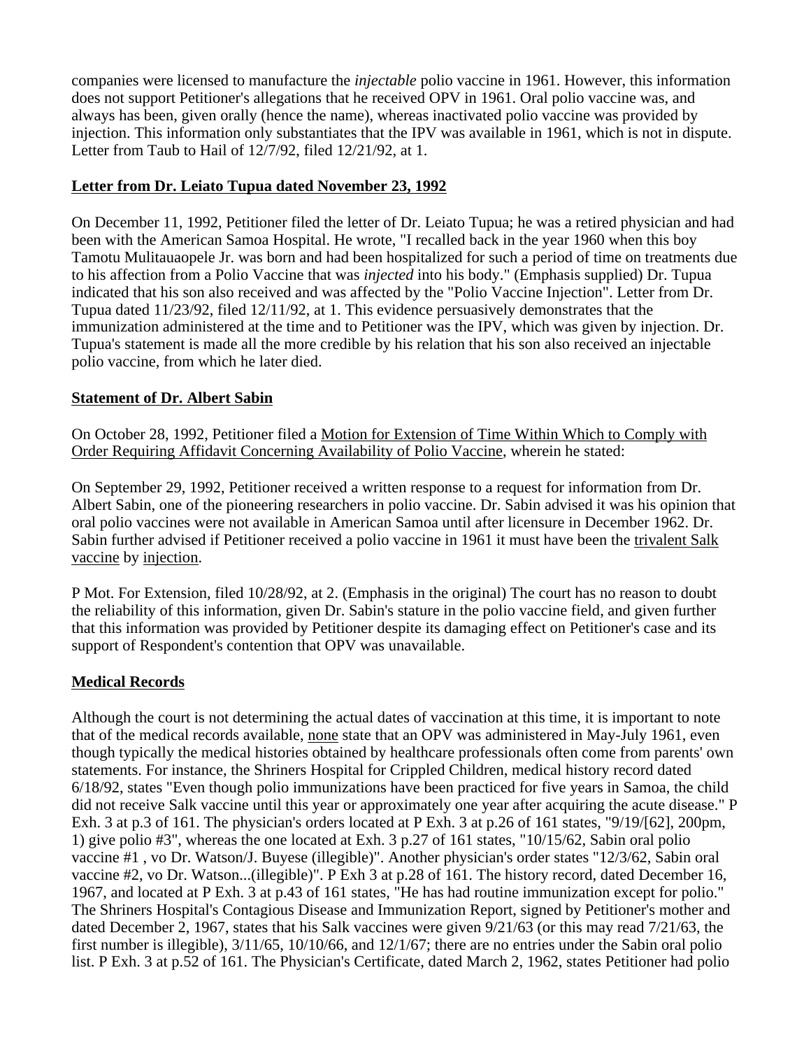companies were licensed to manufacture the *injectable* polio vaccine in 1961. However, this information does not support Petitioner's allegations that he received OPV in 1961. Oral polio vaccine was, and always has been, given orally (hence the name), whereas inactivated polio vaccine was provided by injection. This information only substantiates that the IPV was available in 1961, which is not in dispute. Letter from Taub to Hail of 12/7/92, filed 12/21/92, at 1.

**Letter from Dr. Leiato Tupua dated November 23, 1992**

On December 11, 1992, Petitioner filed the letter of Dr. Leiato Tupua; he was a retired physician and had been with the American Samoa Hospital. He wrote, "I recalled back in the year 1960 when this boy Tamotu Mulitauaopele Jr. was born and had been hospitalized for such a period of time on treatments due to his affection from a Polio Vaccine that was *injected* into his body." (Emphasis supplied) Dr. Tupua indicated that his son also received and was affected by the "Polio Vaccine Injection". Letter from Dr. Tupua dated 11/23/92, filed 12/11/92, at 1. This evidence persuasively demonstrates that the immunization administered at the time and to Petitioner was the IPV, which was given by injection. Dr. Tupua's statement is made all the more credible by his relation that his son also received an injectable polio vaccine, from which he later died.

**Statement of Dr. Albert Sabin**

On October 28, 1992, Petitioner filed a Motion for Extension of Time Within Which to Comply with Order Requiring Affidavit Concerning Availability of Polio Vaccine, wherein he stated:

On September 29, 1992, Petitioner received a written response to a request for information from Dr. Albert Sabin, one of the pioneering researchers in polio vaccine. Dr. Sabin advised it was his opinion that oral polio vaccines were not available in American Samoa until after licensure in December 1962. Dr. Sabin further advised if Petitioner received a polio vaccine in 1961 it must have been the trivalent Salk vaccine by injection.

P Mot. For Extension, filed 10/28/92, at 2. (Emphasis in the original) The court has no reason to doubt the reliability of this information, given Dr. Sabin's stature in the polio vaccine field, and given further that this information was provided by Petitioner despite its damaging effect on Petitioner's case and its support of Respondent's contention that OPV was unavailable.

**Medical Records**

Although the court is not determining the actual dates of vaccination at this time, it is important to note that of the medical records available, none state that an OPV was administered in May-July 1961, even though typically the medical histories obtained by healthcare professionals often come from parents' own statements. For instance, the Shriners Hospital for Crippled Children, medical history record dated 6/18/92, states "Even though polio immunizations have been practiced for five years in Samoa, the child did not receive Salk vaccine until this year or approximately one year after acquiring the acute disease." P Exh. 3 at p.3 of 161. The physician's orders located at P Exh. 3 at p.26 of 161 states, "9/19/[62], 200pm, 1) give polio #3", whereas the one located at Exh. 3 p.27 of 161 states, "10/15/62, Sabin oral polio vaccine #1 , vo Dr. Watson/J. Buyese (illegible)". Another physician's order states "12/3/62, Sabin oral vaccine #2, vo Dr. Watson...(illegible)". P Exh 3 at p.28 of 161. The history record, dated December 16, 1967, and located at P Exh. 3 at p.43 of 161 states, "He has had routine immunization except for polio." The Shriners Hospital's Contagious Disease and Immunization Report, signed by Petitioner's mother and dated December 2, 1967, states that his Salk vaccines were given 9/21/63 (or this may read 7/21/63, the first number is illegible), 3/11/65, 10/10/66, and 12/1/67; there are no entries under the Sabin oral polio list. P Exh. 3 at p.52 of 161. The Physician's Certificate, dated March 2, 1962, states Petitioner had polio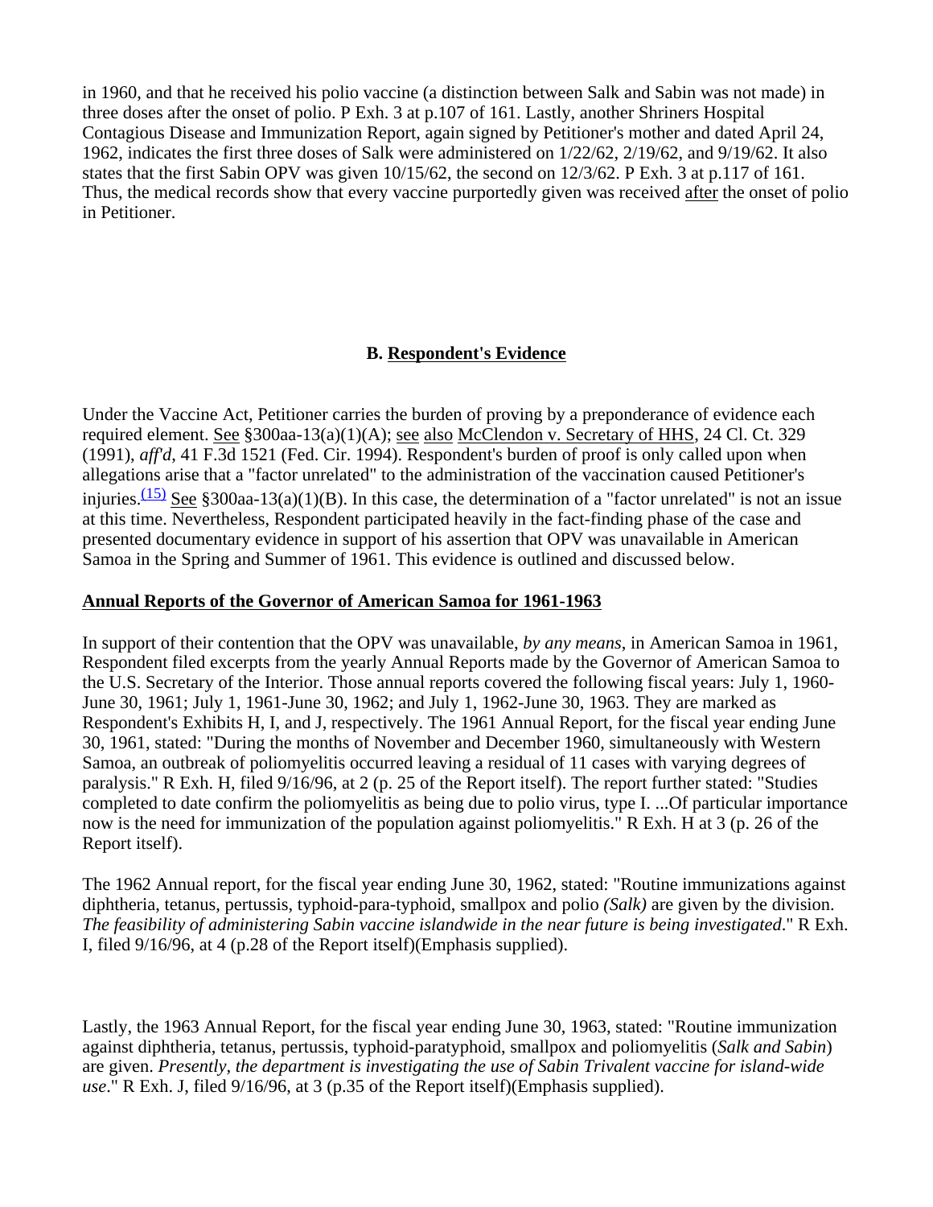in 1960, and that he received his polio vaccine (a distinction between Salk and Sabin was not made) in three doses after the onset of polio. P Exh. 3 at p.107 of 161. Lastly, another Shriners Hospital Contagious Disease and Immunization Report, again signed by Petitioner's mother and dated April 24, 1962, indicates the first three doses of Salk were administered on 1/22/62, 2/19/62, and 9/19/62. It also states that the first Sabin OPV was given 10/15/62, the second on 12/3/62. P Exh. 3 at p.117 of 161. Thus, the medical records show that every vaccine purportedly given was received after the onset of polio in Petitioner.

### B. Respondent's Evidence

Under the Vaccine Act, Petitioner carries the burden of proving by a preponderance of evidence each required element. See §300aa-13(a)(1)(A); see also McClendon v. Secretary of HHS, 24 Cl. Ct. 329 (1991), *aff'd*, 41 F.3d 1521 (Fed. Cir. 1994). Respondent's burden of proof is only called upon when allegations arise that a "factor unrelated" to the administration of the vaccination caused Petitioner's injuries.(15) See §300aa-13(a)(1)(B). In this case, the determination of a "factor unrelated" is not an issue at this time. Nevertheless, Respondent participated heavily in the fact-finding phase of the case and presented documentary evidence in support of his assertion that OPV was unavailable in American Samoa in the Spring and Summer of 1961. This evidence is outlined and discussed below.

**Annual Reports of the Governor of American Samoa for 1961-1963**

In support of their contention that the OPV was unavailable, *by any means*, in American Samoa in 1961, Respondent filed excerpts from the yearly Annual Reports made by the Governor of American Samoa to the U.S. Secretary of the Interior. Those annual reports covered the following fiscal years: July 1, 1960-June 30, 1961; July 1, 1961-June 30, 1962; and July 1, 1962-June 30, 1963. They are marked as Respondent's Exhibits H, I, and J, respectively. The 1961 Annual Report, for the fiscal year ending June 30, 1961, stated: "During the months of November and December 1960, simultaneously with Western Samoa, an outbreak of poliomyelitis occurred leaving a residual of 11 cases with varying degrees of paralysis." R Exh. H, filed 9/16/96, at 2 (p. 25 of the Report itself). The report further stated: "Studies completed to date confirm the poliomyelitis as being due to polio virus, type I. ...Of particular importance now is the need for immunization of the population against poliomyelitis." R Exh. H at 3 (p. 26 of the Report itself).

The 1962 Annual report, for the fiscal year ending June 30, 1962, stated: "Routine immunizations against diphtheria, tetanus, pertussis, typhoid-para-typhoid, smallpox and polio *(Salk)* are given by the division. *The feasibility of administering Sabin vaccine islandwide in the near future is being investigated*." R Exh. I, filed 9/16/96, at 4 (p.28 of the Report itself)(Emphasis supplied).

Lastly, the 1963 Annual Report, for the fiscal year ending June 30, 1963, stated: "Routine immunization against diphtheria, tetanus, pertussis, typhoid-paratyphoid, smallpox and poliomyelitis (*Salk and Sabin*) are given. *Presently, the department is investigating the use of Sabin Trivalent vaccine for island-wide use*." R Exh. J, filed 9/16/96, at 3 (p.35 of the Report itself)(Emphasis supplied).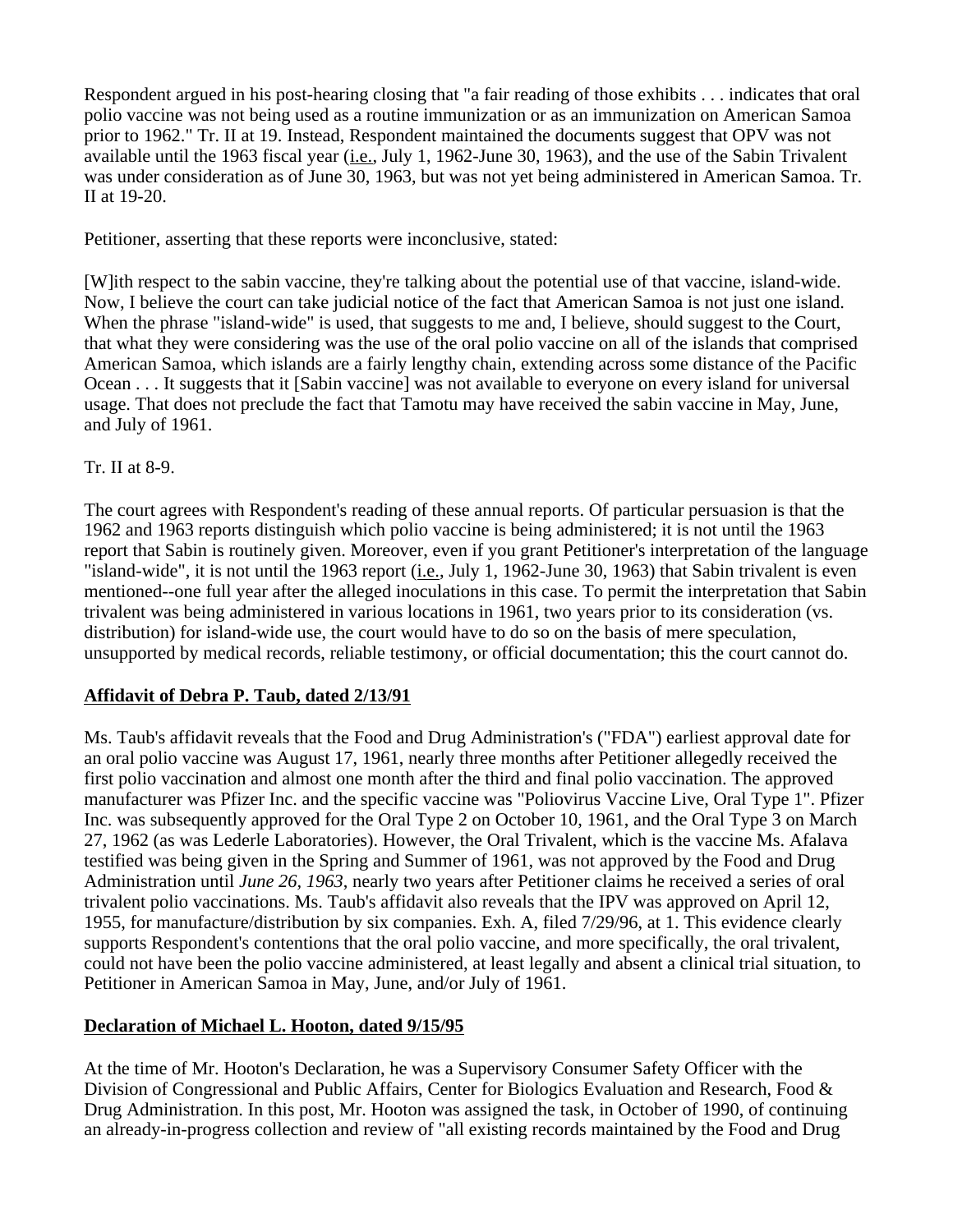Respondent argued in his post-hearing closing that "a fair reading of those exhibits . . . indicates that oral polio vaccine was not being used as a routine immunization or as an immunization on American Samoa prior to 1962." Tr. II at 19. Instead, Respondent maintained the documents suggest that OPV was not available until the 1963 fiscal year (i.e., July 1, 1962-June 30, 1963), and the use of the Sabin Trivalent was under consideration as of June 30, 1963, but was not yet being administered in American Samoa. Tr. II at 19-20.

Petitioner, asserting that these reports were inconclusive, stated:

[W]ith respect to the sabin vaccine, they're talking about the potential use of that vaccine, island-wide. Now, I believe the court can take judicial notice of the fact that American Samoa is not just one island. When the phrase "island-wide" is used, that suggests to me and, I believe, should suggest to the Court, that what they were considering was the use of the oral polio vaccine on all of the islands that comprised American Samoa, which islands are a fairly lengthy chain, extending across some distance of the Pacific Ocean . . . It suggests that it [Sabin vaccine] was not available to everyone on every island for universal usage. That does not preclude the fact that Tamotu may have received the sabin vaccine in May, June, and July of 1961.

Tr. II at 8-9.

The court agrees with Respondent's reading of these annual reports. Of particular persuasion is that the 1962 and 1963 reports distinguish which polio vaccine is being administered; it is not until the 1963 report that Sabin is routinely given. Moreover, even if you grant Petitioner's interpretation of the language "island-wide", it is not until the 1963 report (i.e., July 1, 1962-June 30, 1963) that Sabin trivalent is even mentioned--one full year after the alleged inoculations in this case. To permit the interpretation that Sabin trivalent was being administered in various locations in 1961, two years prior to its consideration (vs. distribution) for island-wide use, the court would have to do so on the basis of mere speculation, unsupported by medical records, reliable testimony, or official documentation; this the court cannot do.

**Affidavit of Debra P. Taub, dated 2/13/91**

Ms. Taub's affidavit reveals that the Food and Drug Administration's ("FDA") earliest approval date for an oral polio vaccine was August 17, 1961, nearly three months after Petitioner allegedly received the first polio vaccination and almost one month after the third and final polio vaccination. The approved manufacturer was Pfizer Inc. and the specific vaccine was "Poliovirus Vaccine Live, Oral Type 1". Pfizer Inc. was subsequently approved for the Oral Type 2 on October 10, 1961, and the Oral Type 3 on March 27, 1962 (as was Lederle Laboratories). However, the Oral Trivalent, which is the vaccine Ms. Afalava testified was being given in the Spring and Summer of 1961, was not approved by the Food and Drug Administration until *June 26, 1963*, nearly two years after Petitioner claims he received a series of oral trivalent polio vaccinations. Ms. Taub's affidavit also reveals that the IPV was approved on April 12, 1955, for manufacture/distribution by six companies. Exh. A, filed 7/29/96, at 1. This evidence clearly supports Respondent's contentions that the oral polio vaccine, and more specifically, the oral trivalent, could not have been the polio vaccine administered, at least legally and absent a clinical trial situation, to Petitioner in American Samoa in May, June, and/or July of 1961.

**Declaration of Michael L. Hooton, dated 9/15/95**

At the time of Mr. Hooton's Declaration, he was a Supervisory Consumer Safety Officer with the Division of Congressional and Public Affairs, Center for Biologics Evaluation and Research, Food & Drug Administration. In this post, Mr. Hooton was assigned the task, in October of 1990, of continuing an already-in-progress collection and review of "all existing records maintained by the Food and Drug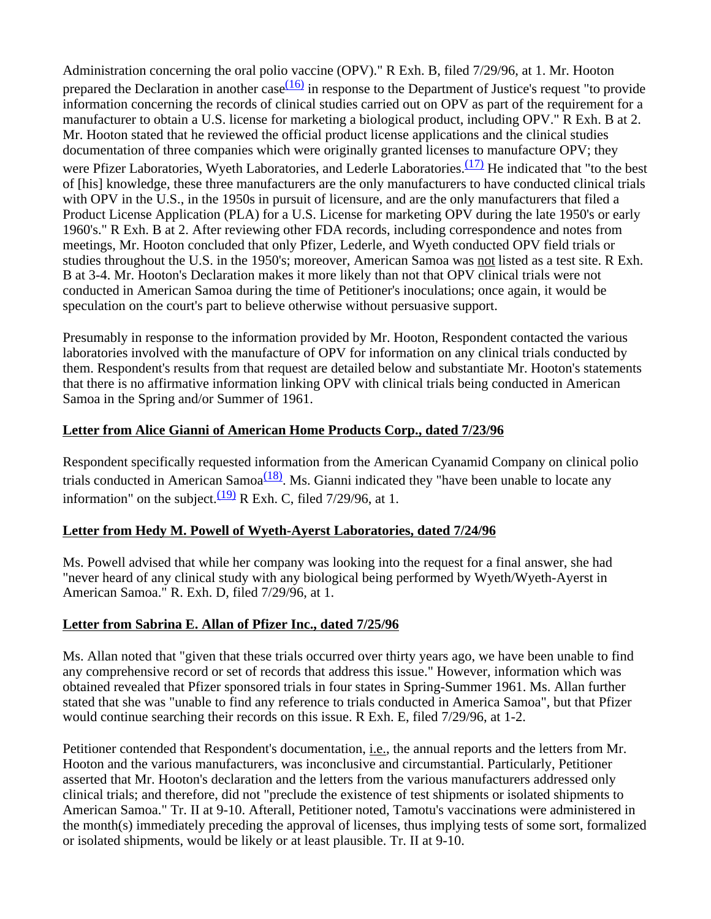Administration concerning the oral polio vaccine (OPV)." R Exh. B, filed 7/29/96, at 1. Mr. Hooton prepared the Declaration in another case[(16)] in response to the Department of Justice's request "to provide information concerning the records of clinical studies carried out on OPV as part of the requirement for a manufacturer to obtain a U.S. license for marketing a biological product, including OPV." R Exh. B at 2. Mr. Hooton stated that he reviewed the official product license applications and the clinical studies documentation of three companies which were originally granted licenses to manufacture OPV; they were Pfizer Laboratories, Wyeth Laboratories, and Lederle Laboratories.[(17)] He indicated that "to the best of [his] knowledge, these three manufacturers are the only manufacturers to have conducted clinical trials with OPV in the U.S., in the 1950s in pursuit of licensure, and are the only manufacturers that filed a Product License Application (PLA) for a U.S. License for marketing OPV during the late 1950's or early 1960's." R Exh. B at 2. After reviewing other FDA records, including correspondence and notes from meetings, Mr. Hooton concluded that only Pfizer, Lederle, and Wyeth conducted OPV field trials or studies throughout the U.S. in the 1950's; moreover, American Samoa was not listed as a test site. R Exh. B at 3-4. Mr. Hooton's Declaration makes it more likely than not that OPV clinical trials were not conducted in American Samoa during the time of Petitioner's inoculations; once again, it would be speculation on the court's part to believe otherwise without persuasive support.

Presumably in response to the information provided by Mr. Hooton, Respondent contacted the various laboratories involved with the manufacture of OPV for information on any clinical trials conducted by them. Respondent's results from that request are detailed below and substantiate Mr. Hooton's statements that there is no affirmative information linking OPV with clinical trials being conducted in American Samoa in the Spring and/or Summer of 1961.

**Letter from Alice Gianni of American Home Products Corp., dated 7/23/96**

Respondent specifically requested information from the American Cyanamid Company on clinical polio trials conducted in American Samoa[(18)]. Ms. Gianni indicated they "have been unable to locate any information" on the subject.[(19)] R Exh. C, filed 7/29/96, at 1.

**Letter from Hedy M. Powell of Wyeth-Ayerst Laboratories, dated 7/24/96**

Ms. Powell advised that while her company was looking into the request for a final answer, she had "never heard of any clinical study with any biological being performed by Wyeth/Wyeth-Ayerst in American Samoa." R. Exh. D, filed 7/29/96, at 1.

**Letter from Sabrina E. Allan of Pfizer Inc., dated 7/25/96**

Ms. Allan noted that "given that these trials occurred over thirty years ago, we have been unable to find any comprehensive record or set of records that address this issue." However, information which was obtained revealed that Pfizer sponsored trials in four states in Spring-Summer 1961. Ms. Allan further stated that she was "unable to find any reference to trials conducted in America Samoa", but that Pfizer would continue searching their records on this issue. R Exh. E, filed 7/29/96, at 1-2.

Petitioner contended that Respondent's documentation, i.e., the annual reports and the letters from Mr. Hooton and the various manufacturers, was inconclusive and circumstantial. Particularly, Petitioner asserted that Mr. Hooton's declaration and the letters from the various manufacturers addressed only clinical trials; and therefore, did not "preclude the existence of test shipments or isolated shipments to American Samoa." Tr. II at 9-10. Afterall, Petitioner noted, Tamotu's vaccinations were administered in the month(s) immediately preceding the approval of licenses, thus implying tests of some sort, formalized or isolated shipments, would be likely or at least plausible. Tr. II at 9-10.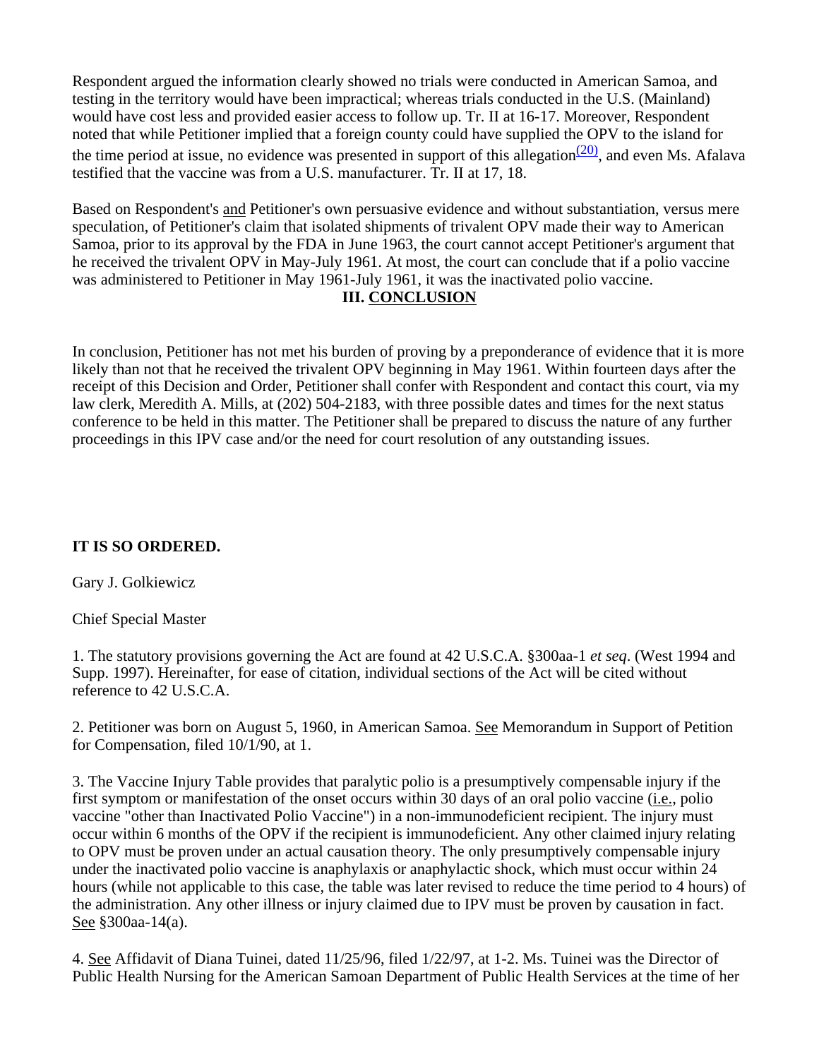Respondent argued the information clearly showed no trials were conducted in American Samoa, and testing in the territory would have been impractical; whereas trials conducted in the U.S. (Mainland) would have cost less and provided easier access to follow up. Tr. II at 16-17. Moreover, Respondent noted that while Petitioner implied that a foreign county could have supplied the OPV to the island for the time period at issue, no evidence was presented in support of this allegation[(20)], and even Ms. Afalava testified that the vaccine was from a U.S. manufacturer. Tr. II at 17, 18.

Based on Respondent's and Petitioner's own persuasive evidence and without substantiation, versus mere speculation, of Petitioner's claim that isolated shipments of trivalent OPV made their way to American Samoa, prior to its approval by the FDA in June 1963, the court cannot accept Petitioner's argument that he received the trivalent OPV in May-July 1961. At most, the court can conclude that if a polio vaccine was administered to Petitioner in May 1961-July 1961, it was the inactivated polio vaccine.

## III. CONCLUSION

In conclusion, Petitioner has not met his burden of proving by a preponderance of evidence that it is more likely than not that he received the trivalent OPV beginning in May 1961. Within fourteen days after the receipt of this Decision and Order, Petitioner shall confer with Respondent and contact this court, via my law clerk, Meredith A. Mills, at (202) 504-2183, with three possible dates and times for the next status conference to be held in this matter. The Petitioner shall be prepared to discuss the nature of any further proceedings in this IPV case and/or the need for court resolution of any outstanding issues.

**IT IS SO ORDERED.**

Gary J. Golkiewicz

Chief Special Master

1. The statutory provisions governing the Act are found at 42 U.S.C.A. §300aa-1 *et seq*. (West 1994 and Supp. 1997). Hereinafter, for ease of citation, individual sections of the Act will be cited without reference to 42 U.S.C.A.

2. Petitioner was born on August 5, 1960, in American Samoa. See Memorandum in Support of Petition for Compensation, filed 10/1/90, at 1.

3. The Vaccine Injury Table provides that paralytic polio is a presumptively compensable injury if the first symptom or manifestation of the onset occurs within 30 days of an oral polio vaccine (i.e., polio vaccine "other than Inactivated Polio Vaccine") in a non-immunodeficient recipient. The injury must occur within 6 months of the OPV if the recipient is immunodeficient. Any other claimed injury relating to OPV must be proven under an actual causation theory. The only presumptively compensable injury under the inactivated polio vaccine is anaphylaxis or anaphylactic shock, which must occur within 24 hours (while not applicable to this case, the table was later revised to reduce the time period to 4 hours) of the administration. Any other illness or injury claimed due to IPV must be proven by causation in fact. See §300aa-14(a).

4. See Affidavit of Diana Tuinei, dated 11/25/96, filed 1/22/97, at 1-2. Ms. Tuinei was the Director of Public Health Nursing for the American Samoan Department of Public Health Services at the time of her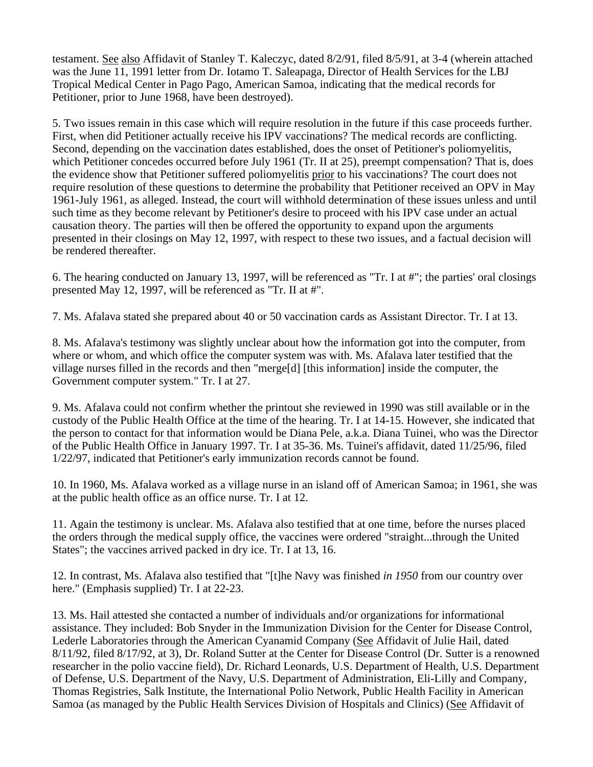testament. See also Affidavit of Stanley T. Kaleczyc, dated 8/2/91, filed 8/5/91, at 3-4 (wherein attached was the June 11, 1991 letter from Dr. Iotamo T. Saleapaga, Director of Health Services for the LBJ Tropical Medical Center in Pago Pago, American Samoa, indicating that the medical records for Petitioner, prior to June 1968, have been destroyed).

5. Two issues remain in this case which will require resolution in the future if this case proceeds further. First, when did Petitioner actually receive his IPV vaccinations? The medical records are conflicting. Second, depending on the vaccination dates established, does the onset of Petitioner's poliomyelitis, which Petitioner concedes occurred before July 1961 (Tr. II at 25), preempt compensation? That is, does the evidence show that Petitioner suffered poliomyelitis prior to his vaccinations? The court does not require resolution of these questions to determine the probability that Petitioner received an OPV in May 1961-July 1961, as alleged. Instead, the court will withhold determination of these issues unless and until such time as they become relevant by Petitioner's desire to proceed with his IPV case under an actual causation theory. The parties will then be offered the opportunity to expand upon the arguments presented in their closings on May 12, 1997, with respect to these two issues, and a factual decision will be rendered thereafter.

6. The hearing conducted on January 13, 1997, will be referenced as "Tr. I at #"; the parties' oral closings presented May 12, 1997, will be referenced as "Tr. II at #".

7. Ms. Afalava stated she prepared about 40 or 50 vaccination cards as Assistant Director. Tr. I at 13.

8. Ms. Afalava's testimony was slightly unclear about how the information got into the computer, from where or whom, and which office the computer system was with. Ms. Afalava later testified that the village nurses filled in the records and then "merge[d] [this information] inside the computer, the Government computer system." Tr. I at 27.

9. Ms. Afalava could not confirm whether the printout she reviewed in 1990 was still available or in the custody of the Public Health Office at the time of the hearing. Tr. I at 14-15. However, she indicated that the person to contact for that information would be Diana Pele, a.k.a. Diana Tuinei, who was the Director of the Public Health Office in January 1997. Tr. I at 35-36. Ms. Tuinei's affidavit, dated 11/25/96, filed 1/22/97, indicated that Petitioner's early immunization records cannot be found.

10. In 1960, Ms. Afalava worked as a village nurse in an island off of American Samoa; in 1961, she was at the public health office as an office nurse. Tr. I at 12.

11. Again the testimony is unclear. Ms. Afalava also testified that at one time, before the nurses placed the orders through the medical supply office, the vaccines were ordered "straight...through the United States"; the vaccines arrived packed in dry ice. Tr. I at 13, 16.

12. In contrast, Ms. Afalava also testified that "[t]he Navy was finished *in 1950* from our country over here." (Emphasis supplied) Tr. I at 22-23.

13. Ms. Hail attested she contacted a number of individuals and/or organizations for informational assistance. They included: Bob Snyder in the Immunization Division for the Center for Disease Control, Lederle Laboratories through the American Cyanamid Company (See Affidavit of Julie Hail, dated 8/11/92, filed 8/17/92, at 3), Dr. Roland Sutter at the Center for Disease Control (Dr. Sutter is a renowned researcher in the polio vaccine field), Dr. Richard Leonards, U.S. Department of Health, U.S. Department of Defense, U.S. Department of the Navy, U.S. Department of Administration, Eli-Lilly and Company, Thomas Registries, Salk Institute, the International Polio Network, Public Health Facility in American Samoa (as managed by the Public Health Services Division of Hospitals and Clinics) (See Affidavit of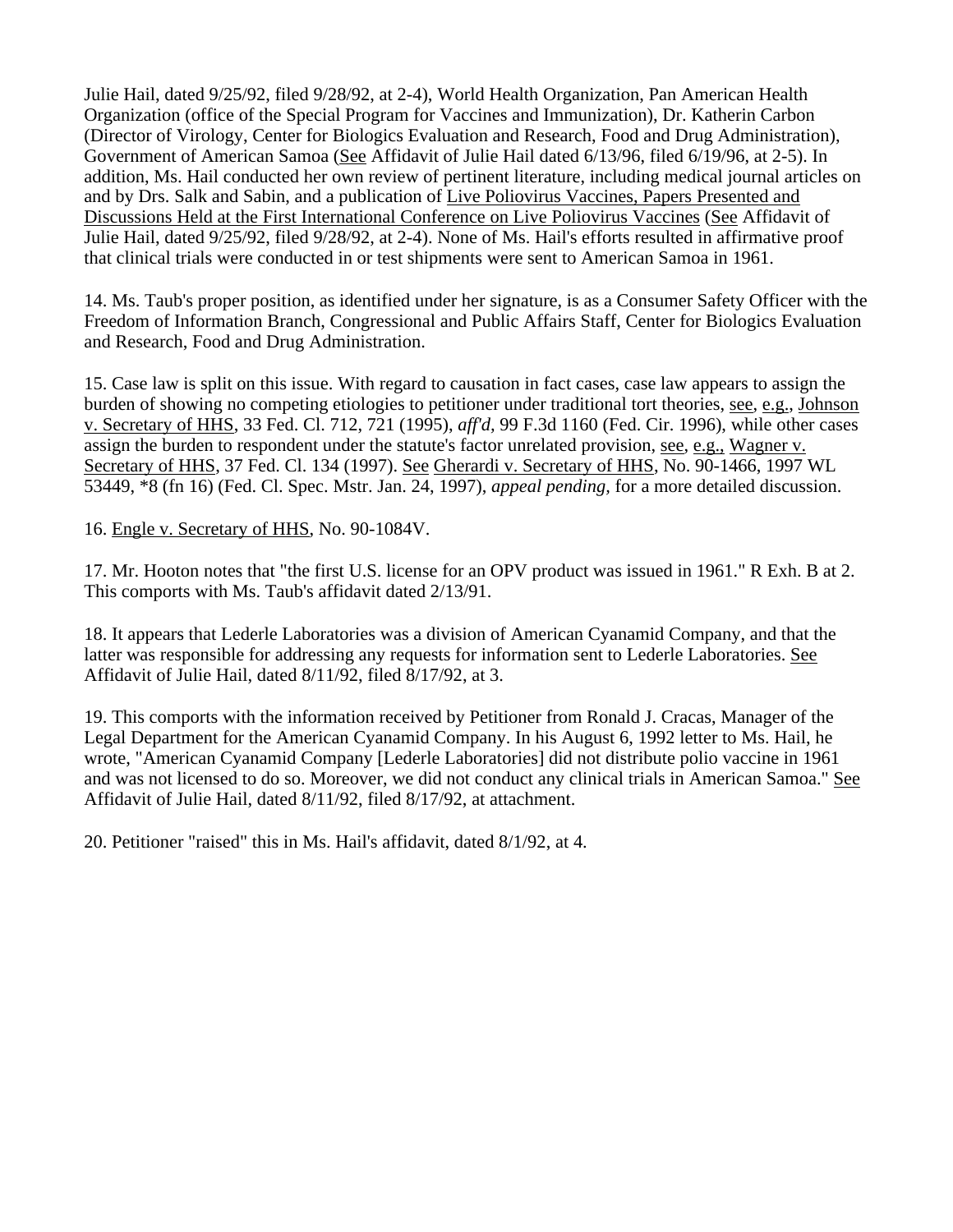Julie Hail, dated 9/25/92, filed 9/28/92, at 2-4), World Health Organization, Pan American Health Organization (office of the Special Program for Vaccines and Immunization), Dr. Katherin Carbon (Director of Virology, Center for Biologics Evaluation and Research, Food and Drug Administration), Government of American Samoa (See Affidavit of Julie Hail dated 6/13/96, filed 6/19/96, at 2-5). In addition, Ms. Hail conducted her own review of pertinent literature, including medical journal articles on and by Drs. Salk and Sabin, and a publication of Live Poliovirus Vaccines, Papers Presented and Discussions Held at the First International Conference on Live Poliovirus Vaccines (See Affidavit of Julie Hail, dated 9/25/92, filed 9/28/92, at 2-4). None of Ms. Hail's efforts resulted in affirmative proof that clinical trials were conducted in or test shipments were sent to American Samoa in 1961.

14. Ms. Taub's proper position, as identified under her signature, is as a Consumer Safety Officer with the Freedom of Information Branch, Congressional and Public Affairs Staff, Center for Biologics Evaluation and Research, Food and Drug Administration.

15. Case law is split on this issue. With regard to causation in fact cases, case law appears to assign the burden of showing no competing etiologies to petitioner under traditional tort theories, see, e.g., Johnson v. Secretary of HHS, 33 Fed. Cl. 712, 721 (1995), *aff'd,* 99 F.3d 1160 (Fed. Cir. 1996), while other cases assign the burden to respondent under the statute's factor unrelated provision, see, e.g., Wagner v. Secretary of HHS, 37 Fed. Cl. 134 (1997). See Gherardi v. Secretary of HHS, No. 90-1466, 1997 WL 53449, *8 (fn 16) (Fed. Cl. Spec. Mstr. Jan. 24, 1997), *appeal pending,* for a more detailed discussion.

16. Engle v. Secretary of HHS, No. 90-1084V.

17. Mr. Hooton notes that "the first U.S. license for an OPV product was issued in 1961." R Exh. B at 2. This comports with Ms. Taub's affidavit dated 2/13/91.

18. It appears that Lederle Laboratories was a division of American Cyanamid Company, and that the latter was responsible for addressing any requests for information sent to Lederle Laboratories. See Affidavit of Julie Hail, dated 8/11/92, filed 8/17/92, at 3.

19. This comports with the information received by Petitioner from Ronald J. Cracas, Manager of the Legal Department for the American Cyanamid Company. In his August 6, 1992 letter to Ms. Hail, he wrote, "American Cyanamid Company [Lederle Laboratories] did not distribute polio vaccine in 1961 and was not licensed to do so. Moreover, we did not conduct any clinical trials in American Samoa." See Affidavit of Julie Hail, dated 8/11/92, filed 8/17/92, at attachment.

20. Petitioner "raised" this in Ms. Hail's affidavit, dated 8/1/92, at 4.